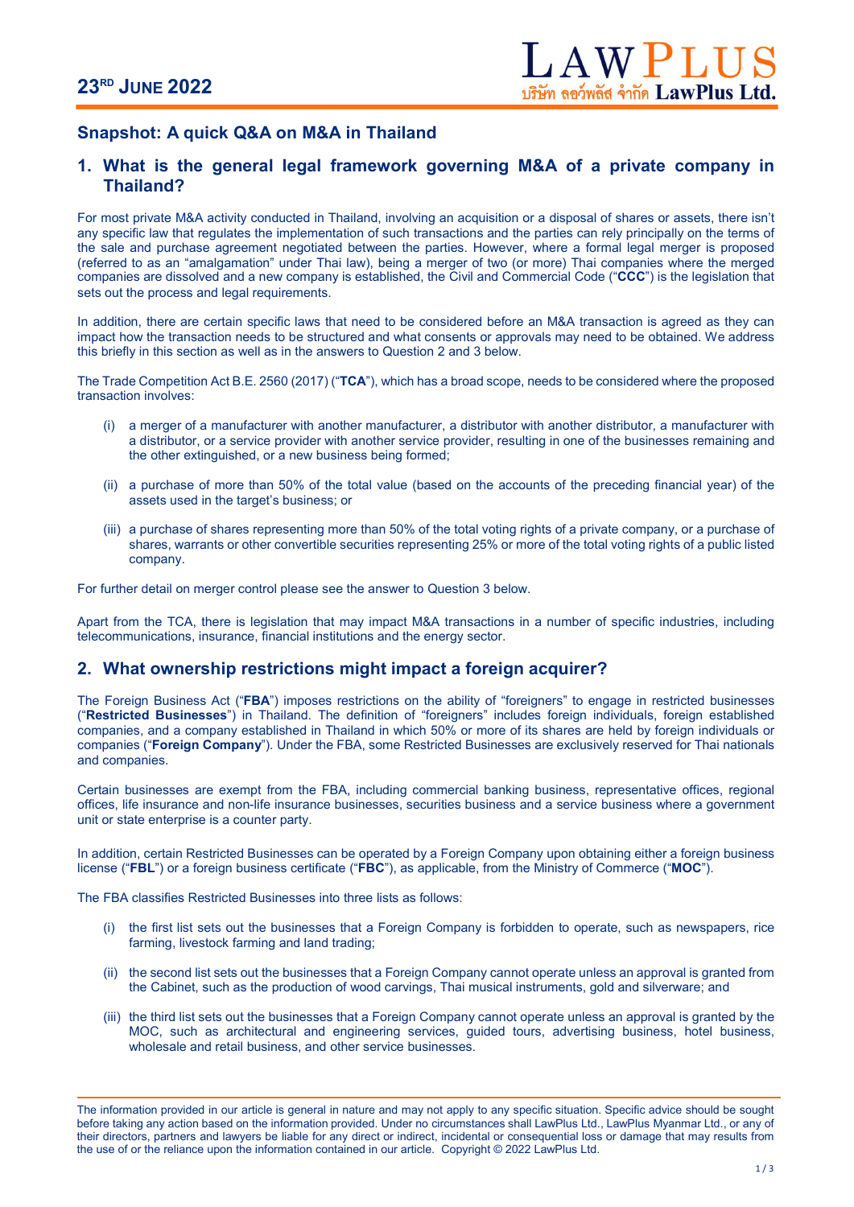23[RD] JUNE 2022

## Snapshot: A quick Q&A on M&A in Thailand

## 1. What is the general legal framework governing M&A of a private company in Thailand?

For most private M&A activity conducted in Thailand, involving an acquisition or a disposal of shares or assets, there isn't any specific law that regulates the implementation of such transactions and the parties can rely principally on the terms of the sale and purchase agreement negotiated between the parties. However, where a formal legal merger is proposed (referred to as an "amalgamation" under Thai law), being a merger of two (or more) Thai companies where the merged companies are dissolved and a new company is established, the Civil and Commercial Code ("**CCC**") is the legislation that sets out the process and legal requirements.

In addition, there are certain specific laws that need to be considered before an M&A transaction is agreed as they can impact how the transaction needs to be structured and what consents or approvals may need to be obtained. We address this briefly in this section as well as in the answers to Question 2 and 3 below.

The Trade Competition Act B.E. 2560 (2017) ("**TCA**"), which has a broad scope, needs to be considered where the proposed transaction involves:

(i) a merger of a manufacturer with another manufacturer, a distributor with another distributor, a manufacturer with a distributor, or a service provider with another service provider, resulting in one of the businesses remaining and the other extinguished, or a new business being formed;

(ii) a purchase of more than 50% of the total value (based on the accounts of the preceding financial year) of the assets used in the target's business; or

(iii) a purchase of shares representing more than 50% of the total voting rights of a private company, or a purchase of shares, warrants or other convertible securities representing 25% or more of the total voting rights of a public listed company.

For further detail on merger control please see the answer to Question 3 below.

Apart from the TCA, there is legislation that may impact M&A transactions in a number of specific industries, including telecommunications, insurance, financial institutions and the energy sector.

## 2. What ownership restrictions might impact a foreign acquirer?

The Foreign Business Act ("**FBA**") imposes restrictions on the ability of "foreigners" to engage in restricted businesses ("**Restricted Businesses**") in Thailand. The definition of "foreigners" includes foreign individuals, foreign established companies, and a company established in Thailand in which 50% or more of its shares are held by foreign individuals or companies ("**Foreign Company**"). Under the FBA, some Restricted Businesses are exclusively reserved for Thai nationals and companies.

Certain businesses are exempt from the FBA, including commercial banking business, representative offices, regional offices, life insurance and non-life insurance businesses, securities business and a service business where a government unit or state enterprise is a counter party.

In addition, certain Restricted Businesses can be operated by a Foreign Company upon obtaining either a foreign business license ("**FBL**") or a foreign business certificate ("**FBC**"), as applicable, from the Ministry of Commerce ("**MOC**").

The FBA classifies Restricted Businesses into three lists as follows:

(i) the first list sets out the businesses that a Foreign Company is forbidden to operate, such as newspapers, rice farming, livestock farming and land trading;

(ii) the second list sets out the businesses that a Foreign Company cannot operate unless an approval is granted from the Cabinet, such as the production of wood carvings, Thai musical instruments, gold and silverware; and

(iii) the third list sets out the businesses that a Foreign Company cannot operate unless an approval is granted by the MOC, such as architectural and engineering services, guided tours, advertising business, hotel business, wholesale and retail business, and other service businesses.

The information provided in our article is general in nature and may not apply to any specific situation. Specific advice should be sought before taking any action based on the information provided. Under no circumstances shall LawPlus Ltd., LawPlus Myanmar Ltd., or any of their directors, partners and lawyers be liable for any direct or indirect, incidental or consequential loss or damage that may results from the use of or the reliance upon the information contained in our article. Copyright © 2022 LawPlus Ltd.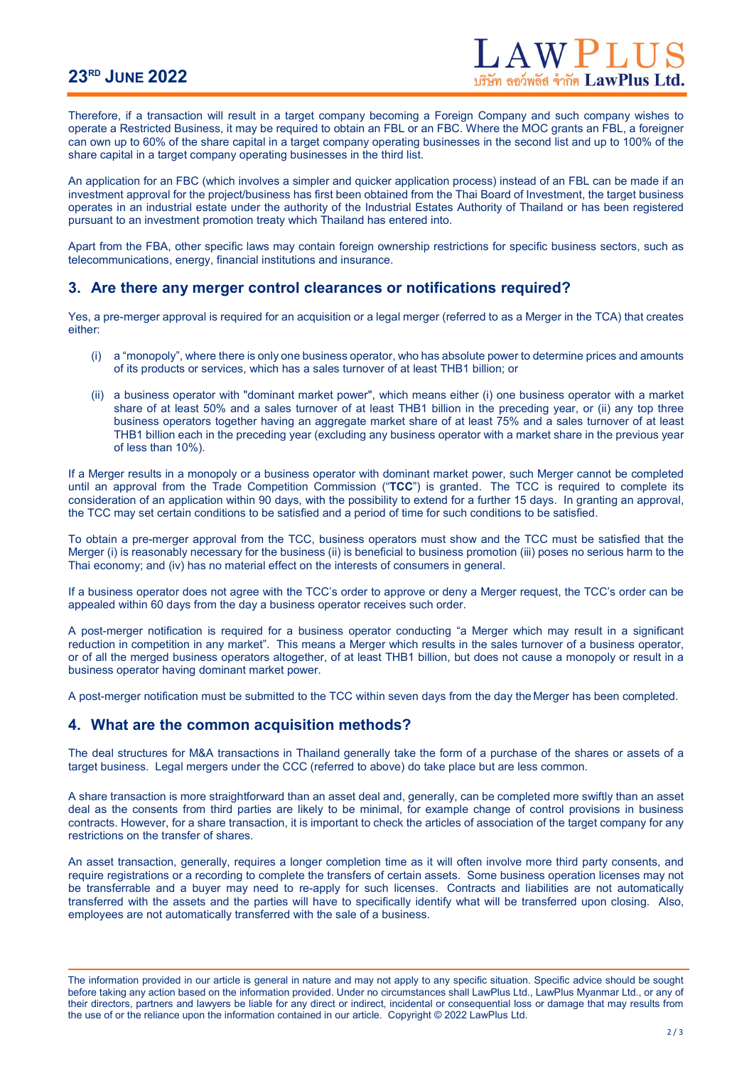Therefore, if a transaction will result in a target company becoming a Foreign Company and such company wishes to operate a Restricted Business, it may be required to obtain an FBL or an FBC. Where the MOC grants an FBL, a foreigner can own up to 60% of the share capital in a target company operating businesses in the second list and up to 100% of the share capital in a target company operating businesses in the third list.

An application for an FBC (which involves a simpler and quicker application process) instead of an FBL can be made if an investment approval for the project/business has first been obtained from the Thai Board of Investment, the target business operates in an industrial estate under the authority of the Industrial Estates Authority of Thailand or has been registered pursuant to an investment promotion treaty which Thailand has entered into.

Apart from the FBA, other specific laws may contain foreign ownership restrictions for specific business sectors, such as telecommunications, energy, financial institutions and insurance.

## 3. Are there any merger control clearances or notifications required?

Yes, a pre-merger approval is required for an acquisition or a legal merger (referred to as a Merger in the TCA) that creates either:

(i) a "monopoly", where there is only one business operator, who has absolute power to determine prices and amounts of its products or services, which has a sales turnover of at least THB1 billion; or

(ii) a business operator with "dominant market power", which means either (i) one business operator with a market share of at least 50% and a sales turnover of at least THB1 billion in the preceding year, or (ii) any top three business operators together having an aggregate market share of at least 75% and a sales turnover of at least THB1 billion each in the preceding year (excluding any business operator with a market share in the previous year of less than 10%).

If a Merger results in a monopoly or a business operator with dominant market power, such Merger cannot be completed until an approval from the Trade Competition Commission ("**TCC**") is granted. The TCC is required to complete its consideration of an application within 90 days, with the possibility to extend for a further 15 days. In granting an approval, the TCC may set certain conditions to be satisfied and a period of time for such conditions to be satisfied.

To obtain a pre-merger approval from the TCC, business operators must show and the TCC must be satisfied that the Merger (i) is reasonably necessary for the business (ii) is beneficial to business promotion (iii) poses no serious harm to the Thai economy; and (iv) has no material effect on the interests of consumers in general.

If a business operator does not agree with the TCC's order to approve or deny a Merger request, the TCC's order can be appealed within 60 days from the day a business operator receives such order.

A post-merger notification is required for a business operator conducting "a Merger which may result in a significant reduction in competition in any market". This means a Merger which results in the sales turnover of a business operator, or of all the merged business operators altogether, of at least THB1 billion, but does not cause a monopoly or result in a business operator having dominant market power.

A post-merger notification must be submitted to the TCC within seven days from the day the Merger has been completed.

## 4. What are the common acquisition methods?

The deal structures for M&A transactions in Thailand generally take the form of a purchase of the shares or assets of a target business. Legal mergers under the CCC (referred to above) do take place but are less common.

A share transaction is more straightforward than an asset deal and, generally, can be completed more swiftly than an asset deal as the consents from third parties are likely to be minimal, for example change of control provisions in business contracts. However, for a share transaction, it is important to check the articles of association of the target company for any restrictions on the transfer of shares.

An asset transaction, generally, requires a longer completion time as it will often involve more third party consents, and require registrations or a recording to complete the transfers of certain assets. Some business operation licenses may not be transferrable and a buyer may need to re-apply for such licenses. Contracts and liabilities are not automatically transferred with the assets and the parties will have to specifically identify what will be transferred upon closing. Also, employees are not automatically transferred with the sale of a business.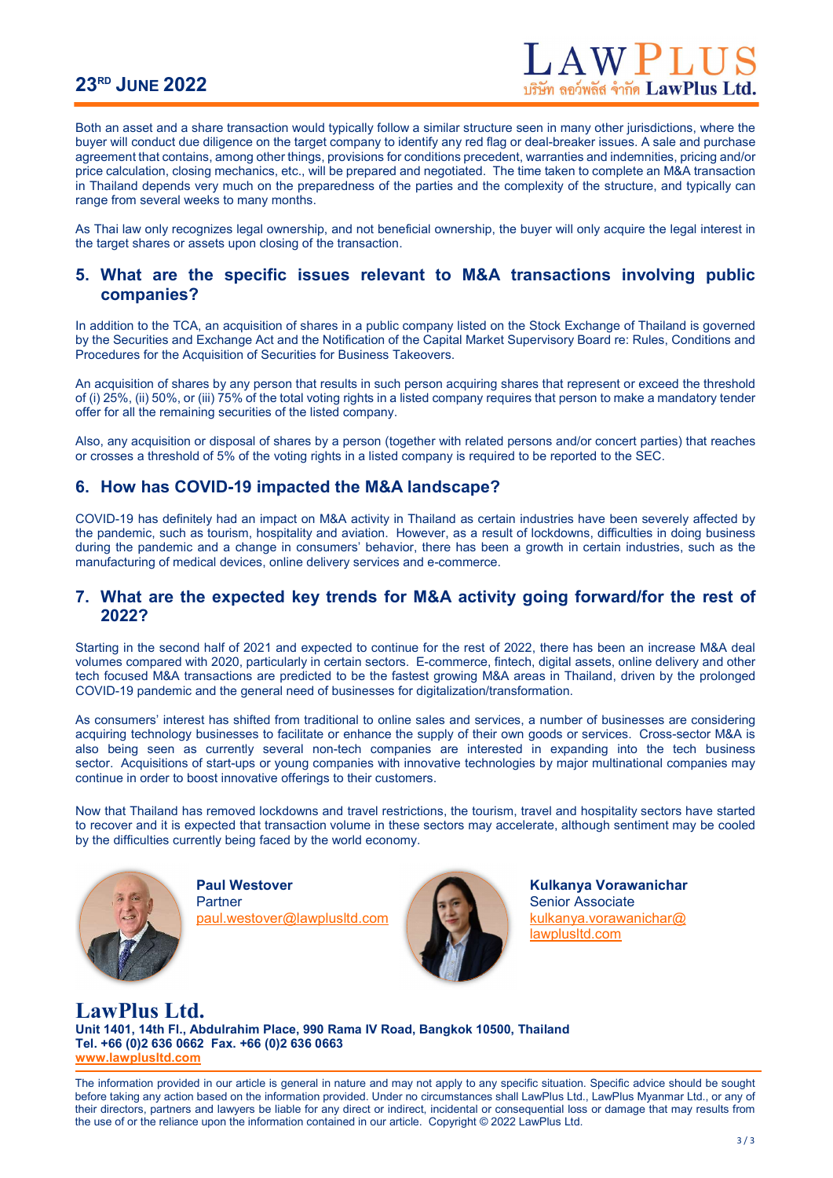Both an asset and a share transaction would typically follow a similar structure seen in many other jurisdictions, where the buyer will conduct due diligence on the target company to identify any red flag or deal-breaker issues. A sale and purchase agreement that contains, among other things, provisions for conditions precedent, warranties and indemnities, pricing and/or price calculation, closing mechanics, etc., will be prepared and negotiated. The time taken to complete an M&A transaction in Thailand depends very much on the preparedness of the parties and the complexity of the structure, and typically can range from several weeks to many months.

As Thai law only recognizes legal ownership, and not beneficial ownership, the buyer will only acquire the legal interest in the target shares or assets upon closing of the transaction.

## 5. What are the specific issues relevant to M&A transactions involving public companies?

In addition to the TCA, an acquisition of shares in a public company listed on the Stock Exchange of Thailand is governed by the Securities and Exchange Act and the Notification of the Capital Market Supervisory Board re: Rules, Conditions and Procedures for the Acquisition of Securities for Business Takeovers.

An acquisition of shares by any person that results in such person acquiring shares that represent or exceed the threshold of (i) 25%, (ii) 50%, or (iii) 75% of the total voting rights in a listed company requires that person to make a mandatory tender offer for all the remaining securities of the listed company.

Also, any acquisition or disposal of shares by a person (together with related persons and/or concert parties) that reaches or crosses a threshold of 5% of the voting rights in a listed company is required to be reported to the SEC.

## 6. How has COVID-19 impacted the M&A landscape?

COVID-19 has definitely had an impact on M&A activity in Thailand as certain industries have been severely affected by the pandemic, such as tourism, hospitality and aviation. However, as a result of lockdowns, difficulties in doing business during the pandemic and a change in consumers' behavior, there has been a growth in certain industries, such as the manufacturing of medical devices, online delivery services and e-commerce.

## 7. What are the expected key trends for M&A activity going forward/for the rest of 2022?

Starting in the second half of 2021 and expected to continue for the rest of 2022, there has been an increase M&A deal volumes compared with 2020, particularly in certain sectors. E-commerce, fintech, digital assets, online delivery and other tech focused M&A transactions are predicted to be the fastest growing M&A areas in Thailand, driven by the prolonged COVID-19 pandemic and the general need of businesses for digitalization/transformation.

As consumers' interest has shifted from traditional to online sales and services, a number of businesses are considering acquiring technology businesses to facilitate or enhance the supply of their own goods or services. Cross-sector M&A is also being seen as currently several non-tech companies are interested in expanding into the tech business sector. Acquisitions of start-ups or young companies with innovative technologies by major multinational companies may continue in order to boost innovative offerings to their customers.

Now that Thailand has removed lockdowns and travel restrictions, the tourism, travel and hospitality sectors have started to recover and it is expected that transaction volume in these sectors may accelerate, although sentiment may be cooled by the difficulties currently being faced by the world economy.

**Paul Westover**
Partner
paul.westover@lawplusltd.com

**Kulkanya Vorawanichar**
Senior Associate
kulkanya.vorawanichar@lawplusltd.com

**LawPlus Ltd.**
**Unit 1401, 14th Fl., Abdulrahim Place, 990 Rama IV Road, Bangkok 10500, Thailand**
**Tel. +66 (0)2 636 0662 Fax. +66 (0)2 636 0663**
**www.lawplusltd.com**

The information provided in our article is general in nature and may not apply to any specific situation. Specific advice should be sought before taking any action based on the information provided. Under no circumstances shall LawPlus Ltd., LawPlus Myanmar Ltd., or any of their directors, partners and lawyers be liable for any direct or indirect, incidental or consequential loss or damage that may results from the use of or the reliance upon the information contained in our article. Copyright © 2022 LawPlus Ltd.